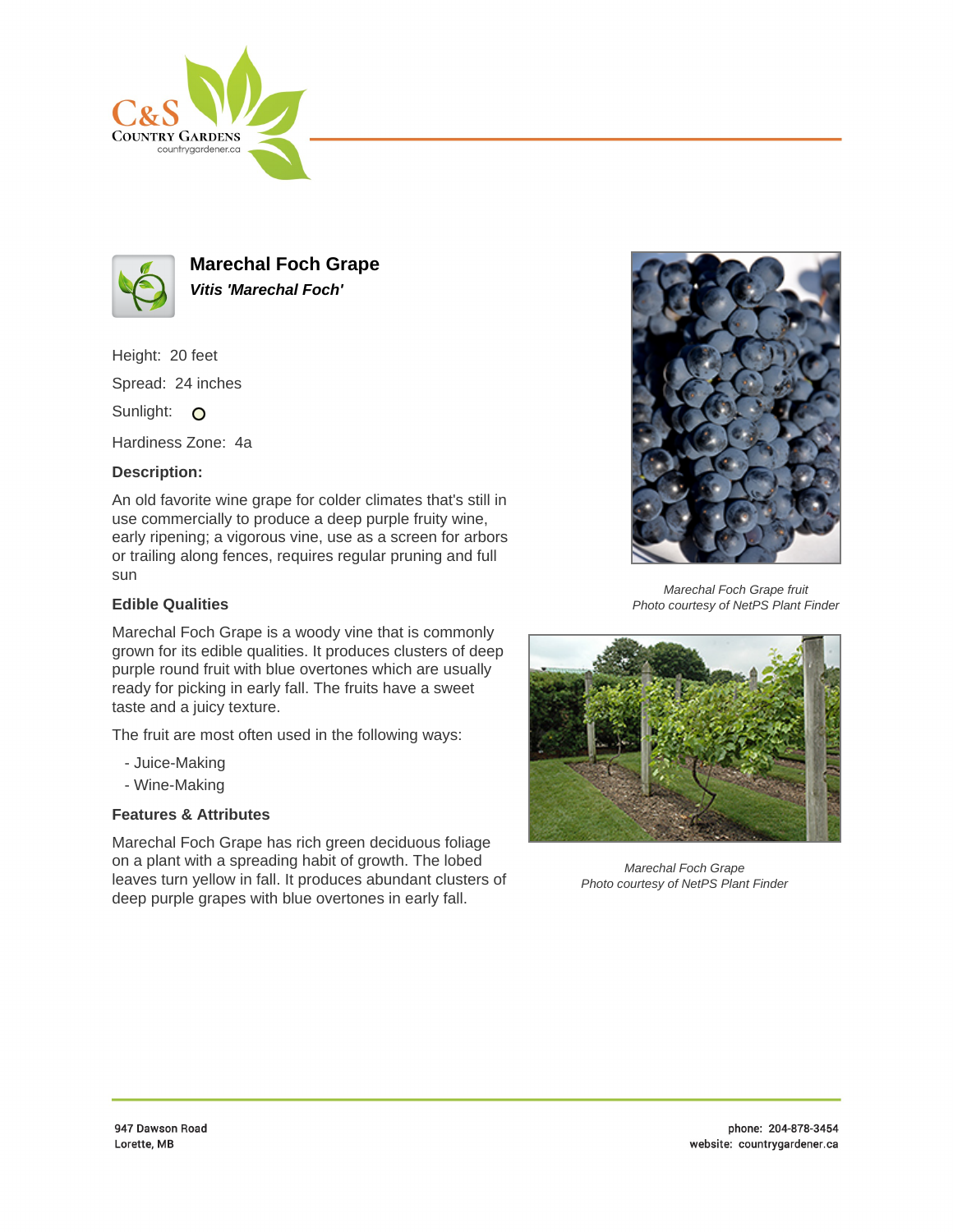# Marechal Foch Grape

***Vitis 'Marechal Foch'***

Height: 20 feet

Spread: 24 inches

Sunlight: ○

Hardiness Zone: 4a

**Description:**

An old favorite wine grape for colder climates that's still in use commercially to produce a deep purple fruity wine, early ripening; a vigorous vine, use as a screen for arbors or trailing along fences, requires regular pruning and full sun

**Edible Qualities**

Marechal Foch Grape is a woody vine that is commonly grown for its edible qualities. It produces clusters of deep purple round fruit with blue overtones which are usually ready for picking in early fall. The fruits have a sweet taste and a juicy texture.

The fruit are most often used in the following ways:

- Juice-Making
- Wine-Making

**Features & Attributes**

Marechal Foch Grape has rich green deciduous foliage on a plant with a spreading habit of growth. The lobed leaves turn yellow in fall. It produces abundant clusters of deep purple grapes with blue overtones in early fall.

*Marechal Foch Grape fruit*
*Photo courtesy of NetPS Plant Finder*

*Marechal Foch Grape*
*Photo courtesy of NetPS Plant Finder*

947 Dawson Road
Lorette, MB

phone: 204-878-3454
website: countrygardener.ca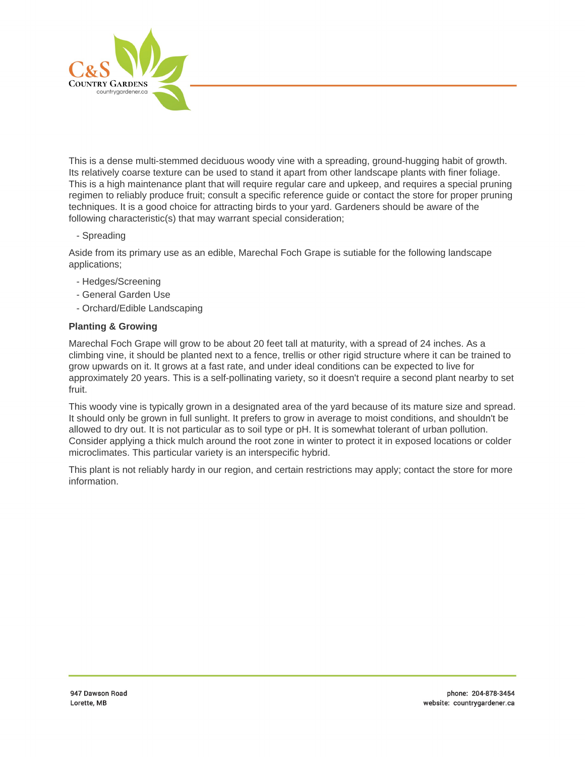This is a dense multi-stemmed deciduous woody vine with a spreading, ground-hugging habit of growth. Its relatively coarse texture can be used to stand it apart from other landscape plants with finer foliage. This is a high maintenance plant that will require regular care and upkeep, and requires a special pruning regimen to reliably produce fruit; consult a specific reference guide or contact the store for proper pruning techniques. It is a good choice for attracting birds to your yard. Gardeners should be aware of the following characteristic(s) that may warrant special consideration;

- Spreading

Aside from its primary use as an edible, Marechal Foch Grape is sutiable for the following landscape applications;

- Hedges/Screening
- General Garden Use
- Orchard/Edible Landscaping

**Planting & Growing**

Marechal Foch Grape will grow to be about 20 feet tall at maturity, with a spread of 24 inches. As a climbing vine, it should be planted next to a fence, trellis or other rigid structure where it can be trained to grow upwards on it. It grows at a fast rate, and under ideal conditions can be expected to live for approximately 20 years. This is a self-pollinating variety, so it doesn't require a second plant nearby to set fruit.

This woody vine is typically grown in a designated area of the yard because of its mature size and spread. It should only be grown in full sunlight. It prefers to grow in average to moist conditions, and shouldn't be allowed to dry out. It is not particular as to soil type or pH. It is somewhat tolerant of urban pollution. Consider applying a thick mulch around the root zone in winter to protect it in exposed locations or colder microclimates. This particular variety is an interspecific hybrid.

This plant is not reliably hardy in our region, and certain restrictions may apply; contact the store for more information.